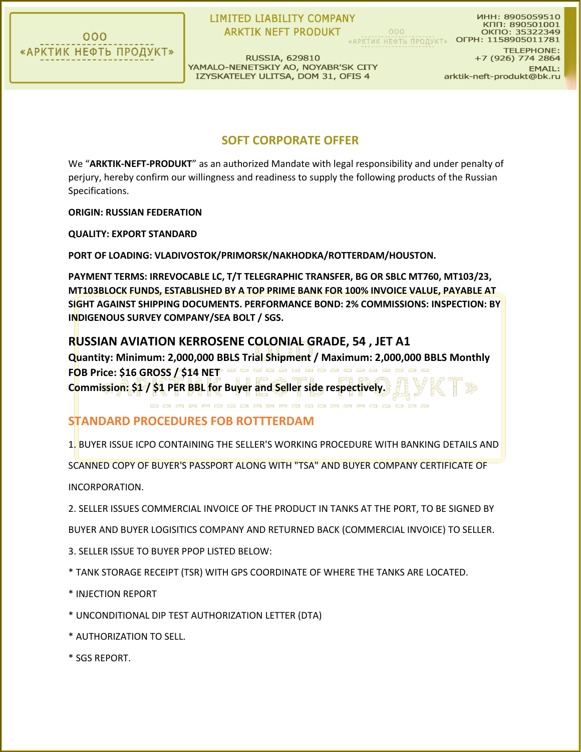ООО
«АРКТИК НЕФТЬ ПРОДУКТ»

LIMITED LIABILITY COMPANY
ARKTIK NEFT PRODUKT

RUSSIA, 629810
YAMALO-NENETSKIY AO, NOYABR'SK CITY
IZYSKATELEY ULITSA, DOM 31, OFIS 4

ИНН: 8905059510
КПП: 890501001
ОКПО: 35322349
ОГРН: 1158905011781

TELEPHONE:
+7 (926) 774 2864

EMAIL:
arktik-neft-produkt@bk.ru

# SOFT CORPORATE OFFER

We "**ARKTIK-NEFT-PRODUKT**" as an authorized Mandate with legal responsibility and under penalty of perjury, hereby confirm our willingness and readiness to supply the following products of the Russian Specifications.

**ORIGIN: RUSSIAN FEDERATION**

**QUALITY: EXPORT STANDARD**

**PORT OF LOADING: VLADIVOSTOK/PRIMORSK/NAKHODKA/ROTTERDAM/HOUSTON.**

**PAYMENT TERMS: IRREVOCABLE LC, T/T TELEGRAPHIC TRANSFER, BG OR SBLC MT760, MT103/23, MT103BLOCK FUNDS, ESTABLISHED BY A TOP PRIME BANK FOR 100% INVOICE VALUE, PAYABLE AT SIGHT AGAINST SHIPPING DOCUMENTS. PERFORMANCE BOND: 2% COMMISSIONS: INSPECTION: BY INDIGENOUS SURVEY COMPANY/SEA BOLT / SGS.**

## RUSSIAN AVIATION KERROSENE COLONIAL GRADE, 54 , JET A1

**Quantity: Minimum: 2,000,000 BBLS Trial Shipment / Maximum: 2,000,000 BBLS Monthly**
**FOB Price: $16 GROSS / $14 NET**
**Commission: $1 / $1 PER BBL for Buyer and Seller side respectively.**

## STANDARD PROCEDURES FOB ROTTTERDAM

1. BUYER ISSUE ICPO CONTAINING THE SELLER'S WORKING PROCEDURE WITH BANKING DETAILS AND SCANNED COPY OF BUYER'S PASSPORT ALONG WITH "TSA" AND BUYER COMPANY CERTIFICATE OF INCORPORATION.

2. SELLER ISSUES COMMERCIAL INVOICE OF THE PRODUCT IN TANKS AT THE PORT, TO BE SIGNED BY BUYER AND BUYER LOGISITICS COMPANY AND RETURNED BACK (COMMERCIAL INVOICE) TO SELLER.

3. SELLER ISSUE TO BUYER PPOP LISTED BELOW:

* TANK STORAGE RECEIPT (TSR) WITH GPS COORDINATE OF WHERE THE TANKS ARE LOCATED.
* INJECTION REPORT
* UNCONDITIONAL DIP TEST AUTHORIZATION LETTER (DTA)
* AUTHORIZATION TO SELL.
* SGS REPORT.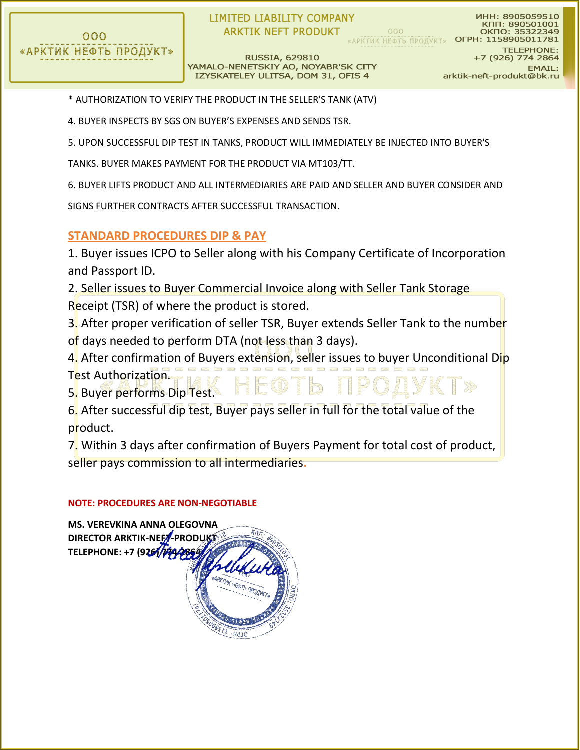LIMITED LIABILITY COMPANY
ARKTIK NEFT PRODUKT

ООО «АРКТИК НЕФТЬ ПРОДУКТ»

RUSSIA, 629810
YAMALO-NENETSKIY AO, NOYABR'SK CITY
IZYSKATELEY ULITSA, DOM 31, OFIS 4

ИНН: 8905059510
КПП: 890501001
ОКПО: 35322349
ОГРН: 1158905011781
TELEPHONE: +7 (926) 774 2864
EMAIL: arktik-neft-produkt@bk.ru

* AUTHORIZATION TO VERIFY THE PRODUCT IN THE SELLER'S TANK (ATV)

4. BUYER INSPECTS BY SGS ON BUYER'S EXPENSES AND SENDS TSR.

5. UPON SUCCESSFUL DIP TEST IN TANKS, PRODUCT WILL IMMEDIATELY BE INJECTED INTO BUYER'S TANKS. BUYER MAKES PAYMENT FOR THE PRODUCT VIA MT103/TT.

6. BUYER LIFTS PRODUCT AND ALL INTERMEDIARIES ARE PAID AND SELLER AND BUYER CONSIDER AND SIGNS FURTHER CONTRACTS AFTER SUCCESSFUL TRANSACTION.

## STANDARD PROCEDURES DIP & PAY

1. Buyer issues ICPO to Seller along with his Company Certificate of Incorporation and Passport ID.
2. Seller issues to Buyer Commercial Invoice along with Seller Tank Storage Receipt (TSR) of where the product is stored.
3. After proper verification of seller TSR, Buyer extends Seller Tank to the number of days needed to perform DTA (not less than 3 days).
4. After confirmation of Buyers extension, seller issues to buyer Unconditional Dip Test Authorization.
5. Buyer performs Dip Test.
6. After successful dip test, Buyer pays seller in full for the total value of the product.
7. Within 3 days after confirmation of Buyers Payment for total cost of product, seller pays commission to all intermediaries.

**NOTE: PROCEDURES ARE NON-NEGOTIABLE**

**MS. VEREVKINA ANNA OLEGOVNA**
**DIRECTOR ARKTIK-NEFT-PRODUKT**
**TELEPHONE: +7 (926) 774 2864**